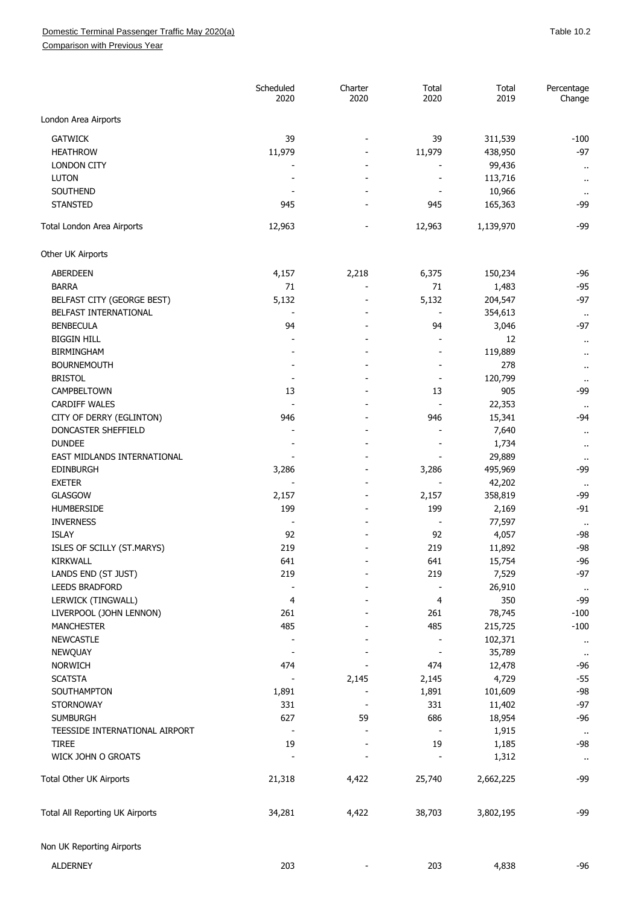Domestic Terminal Passenger Traffic May 2020(a)

Comparison with Previous Year

Table 10.2

| | Scheduled 2020 | Charter 2020 | Total 2020 | Total 2019 | Percentage Change |
|---|---|---|---|---|---|
| **London Area Airports** | | | | | |
| GATWICK | 39 | - | 39 | 311,539 | -100 |
| HEATHROW | 11,979 | - | 11,979 | 438,950 | -97 |
| LONDON CITY | - | - | - | 99,436 | .. |
| LUTON | - | - | - | 113,716 | .. |
| SOUTHEND | - | - | - | 10,966 | .. |
| STANSTED | 945 | - | 945 | 165,363 | -99 |
| Total London Area Airports | 12,963 | - | 12,963 | 1,139,970 | -99 |
| **Other UK Airports** | | | | | |
| ABERDEEN | 4,157 | 2,218 | 6,375 | 150,234 | -96 |
| BARRA | 71 | - | 71 | 1,483 | -95 |
| BELFAST CITY (GEORGE BEST) | 5,132 | - | 5,132 | 204,547 | -97 |
| BELFAST INTERNATIONAL | - | - | - | 354,613 | .. |
| BENBECULA | 94 | - | 94 | 3,046 | -97 |
| BIGGIN HILL | - | - | - | 12 | .. |
| BIRMINGHAM | - | - | - | 119,889 | .. |
| BOURNEMOUTH | - | - | - | 278 | .. |
| BRISTOL | - | - | - | 120,799 | .. |
| CAMPBELTOWN | 13 | - | 13 | 905 | -99 |
| CARDIFF WALES | - | - | - | 22,353 | .. |
| CITY OF DERRY (EGLINTON) | 946 | - | 946 | 15,341 | -94 |
| DONCASTER SHEFFIELD | - | - | - | 7,640 | .. |
| DUNDEE | - | - | - | 1,734 | .. |
| EAST MIDLANDS INTERNATIONAL | - | - | - | 29,889 | .. |
| EDINBURGH | 3,286 | - | 3,286 | 495,969 | -99 |
| EXETER | - | - | - | 42,202 | .. |
| GLASGOW | 2,157 | - | 2,157 | 358,819 | -99 |
| HUMBERSIDE | 199 | - | 199 | 2,169 | -91 |
| INVERNESS | - | - | - | 77,597 | .. |
| ISLAY | 92 | - | 92 | 4,057 | -98 |
| ISLES OF SCILLY (ST.MARYS) | 219 | - | 219 | 11,892 | -98 |
| KIRKWALL | 641 | - | 641 | 15,754 | -96 |
| LANDS END (ST JUST) | 219 | - | 219 | 7,529 | -97 |
| LEEDS BRADFORD | - | - | - | 26,910 | .. |
| LERWICK (TINGWALL) | 4 | - | 4 | 350 | -99 |
| LIVERPOOL (JOHN LENNON) | 261 | - | 261 | 78,745 | -100 |
| MANCHESTER | 485 | - | 485 | 215,725 | -100 |
| NEWCASTLE | - | - | - | 102,371 | .. |
| NEWQUAY | - | - | - | 35,789 | .. |
| NORWICH | 474 | - | 474 | 12,478 | -96 |
| SCATSTA | - | 2,145 | 2,145 | 4,729 | -55 |
| SOUTHAMPTON | 1,891 | - | 1,891 | 101,609 | -98 |
| STORNOWAY | 331 | - | 331 | 11,402 | -97 |
| SUMBURGH | 627 | 59 | 686 | 18,954 | -96 |
| TEESSIDE INTERNATIONAL AIRPORT | - | - | - | 1,915 | .. |
| TIREE | 19 | - | 19 | 1,185 | -98 |
| WICK JOHN O GROATS | - | - | - | 1,312 | .. |
| Total Other UK Airports | 21,318 | 4,422 | 25,740 | 2,662,225 | -99 |
| Total All Reporting UK Airports | 34,281 | 4,422 | 38,703 | 3,802,195 | -99 |
| **Non UK Reporting Airports** | | | | | |
| ALDERNEY | 203 | - | 203 | 4,838 | -96 |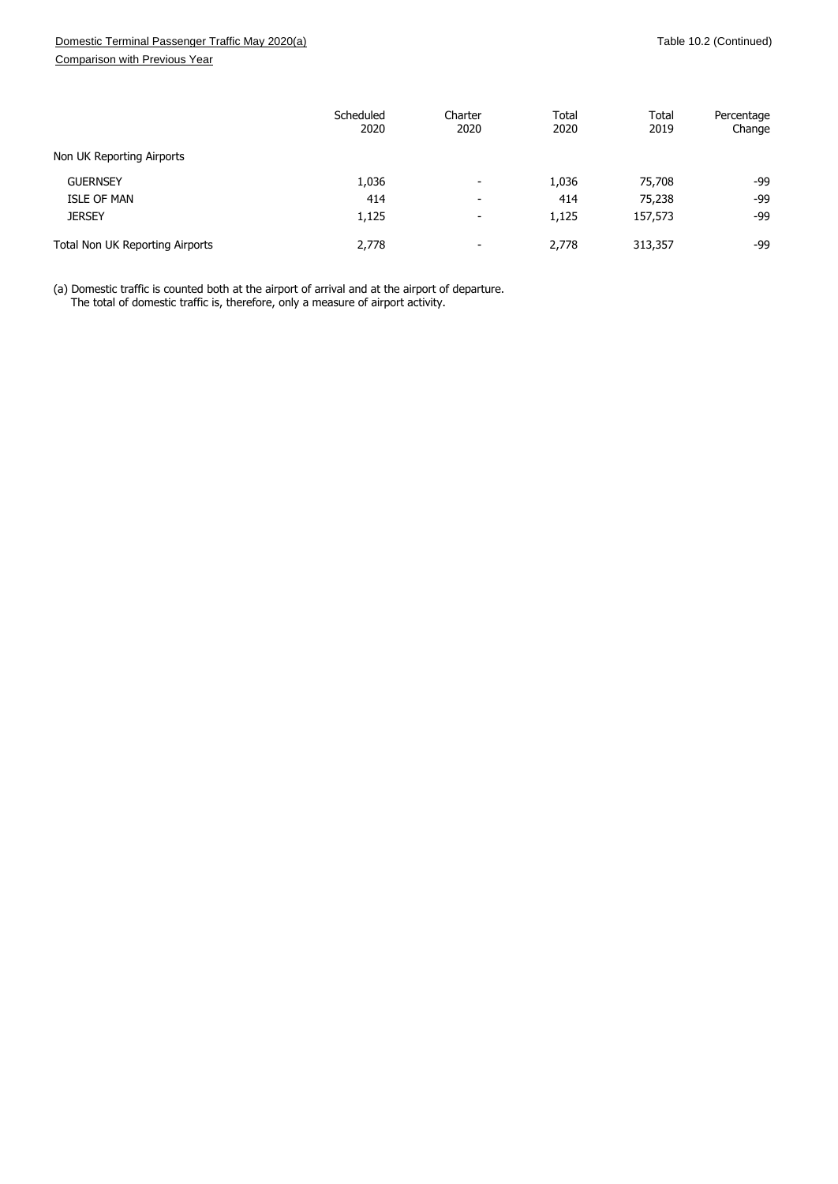Domestic Terminal Passenger Traffic May 2020(a)

Comparison with Previous Year

Table 10.2 (Continued)

| | Scheduled 2020 | Charter 2020 | Total 2020 | Total 2019 | Percentage Change |
|---|---|---|---|---|---|
| Non UK Reporting Airports | | | | | |
| GUERNSEY | 1,036 | - | 1,036 | 75,708 | -99 |
| ISLE OF MAN | 414 | - | 414 | 75,238 | -99 |
| JERSEY | 1,125 | - | 1,125 | 157,573 | -99 |
| Total Non UK Reporting Airports | 2,778 | - | 2,778 | 313,357 | -99 |

(a) Domestic traffic is counted both at the airport of arrival and at the airport of departure.
The total of domestic traffic is, therefore, only a measure of airport activity.